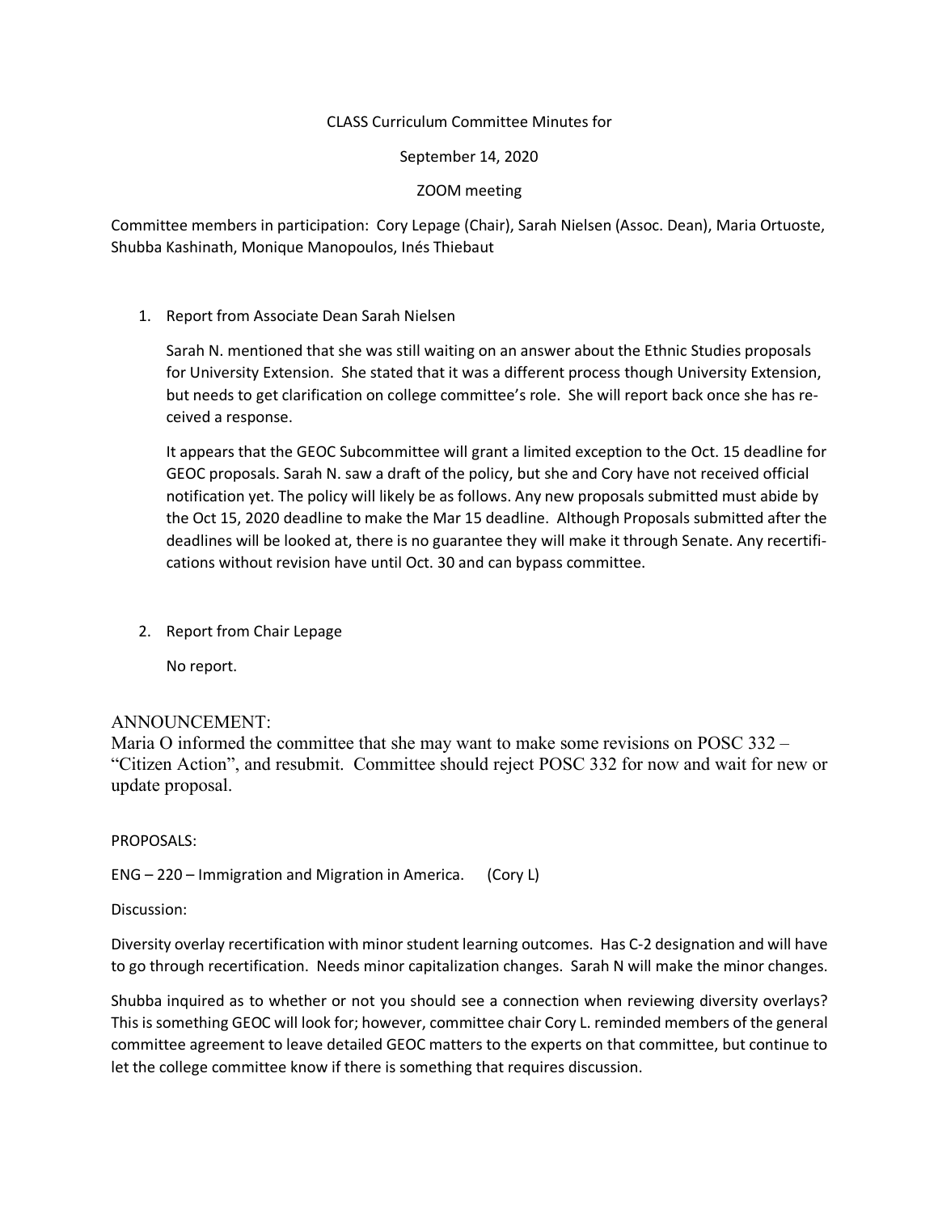CLASS Curriculum Committee Minutes for

September 14, 2020

ZOOM meeting

Committee members in participation: Cory Lepage (Chair), Sarah Nielsen (Assoc. Dean), Maria Ortuoste, Shubba Kashinath, Monique Manopoulos, Inés Thiebaut

1. Report from Associate Dean Sarah Nielsen

   Sarah N. mentioned that she was still waiting on an answer about the Ethnic Studies proposals for University Extension. She stated that it was a different process though University Extension, but needs to get clarification on college committee's role. She will report back once she has received a response.

   It appears that the GEOC Subcommittee will grant a limited exception to the Oct. 15 deadline for GEOC proposals. Sarah N. saw a draft of the policy, but she and Cory have not received official notification yet. The policy will likely be as follows. Any new proposals submitted must abide by the Oct 15, 2020 deadline to make the Mar 15 deadline. Although Proposals submitted after the deadlines will be looked at, there is no guarantee they will make it through Senate. Any recertifications without revision have until Oct. 30 and can bypass committee.

2. Report from Chair Lepage

   No report.

ANNOUNCEMENT:

Maria O informed the committee that she may want to make some revisions on POSC 332 – "Citizen Action", and resubmit. Committee should reject POSC 332 for now and wait for new or update proposal.

PROPOSALS:

ENG – 220 – Immigration and Migration in America. (Cory L)

Discussion:

Diversity overlay recertification with minor student learning outcomes. Has C-2 designation and will have to go through recertification. Needs minor capitalization changes. Sarah N will make the minor changes.

Shubba inquired as to whether or not you should see a connection when reviewing diversity overlays? This is something GEOC will look for; however, committee chair Cory L. reminded members of the general committee agreement to leave detailed GEOC matters to the experts on that committee, but continue to let the college committee know if there is something that requires discussion.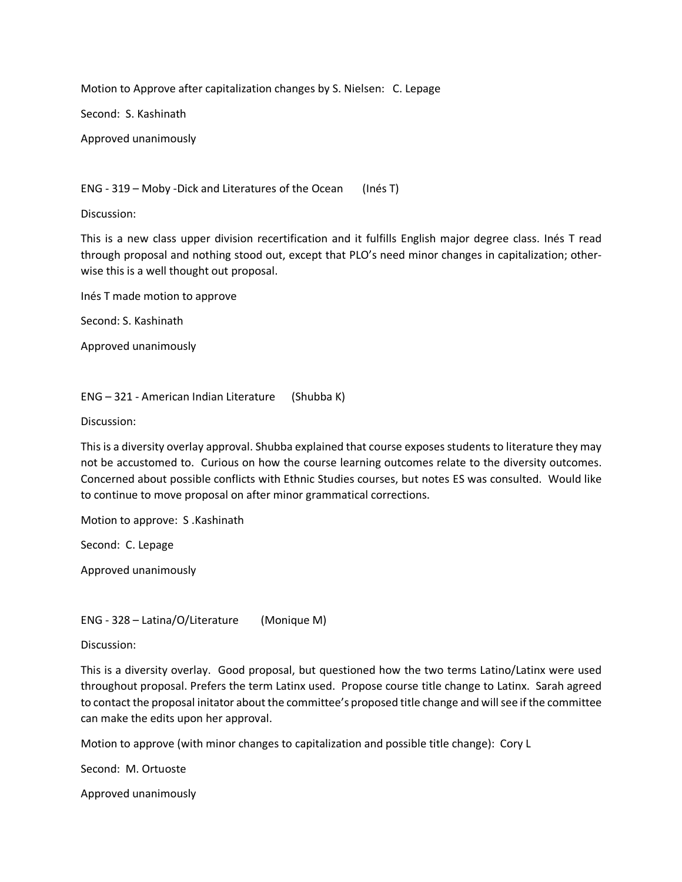Motion to Approve after capitalization changes by S. Nielsen: C. Lepage

Second: S. Kashinath

Approved unanimously

ENG - 319 – Moby -Dick and Literatures of the Ocean (Inés T)

Discussion:

This is a new class upper division recertification and it fulfills English major degree class. Inés T read through proposal and nothing stood out, except that PLO's need minor changes in capitalization; otherwise this is a well thought out proposal.

Inés T made motion to approve

Second: S. Kashinath

Approved unanimously

ENG – 321 - American Indian Literature (Shubba K)

Discussion:

This is a diversity overlay approval. Shubba explained that course exposes students to literature they may not be accustomed to. Curious on how the course learning outcomes relate to the diversity outcomes. Concerned about possible conflicts with Ethnic Studies courses, but notes ES was consulted. Would like to continue to move proposal on after minor grammatical corrections.

Motion to approve: S .Kashinath

Second: C. Lepage

Approved unanimously

ENG - 328 – Latina/O/Literature (Monique M)

Discussion:

This is a diversity overlay. Good proposal, but questioned how the two terms Latino/Latinx were used throughout proposal. Prefers the term Latinx used. Propose course title change to Latinx. Sarah agreed to contact the proposal initator about the committee's proposed title change and will see if the committee can make the edits upon her approval.

Motion to approve (with minor changes to capitalization and possible title change): Cory L

Second: M. Ortuoste

Approved unanimously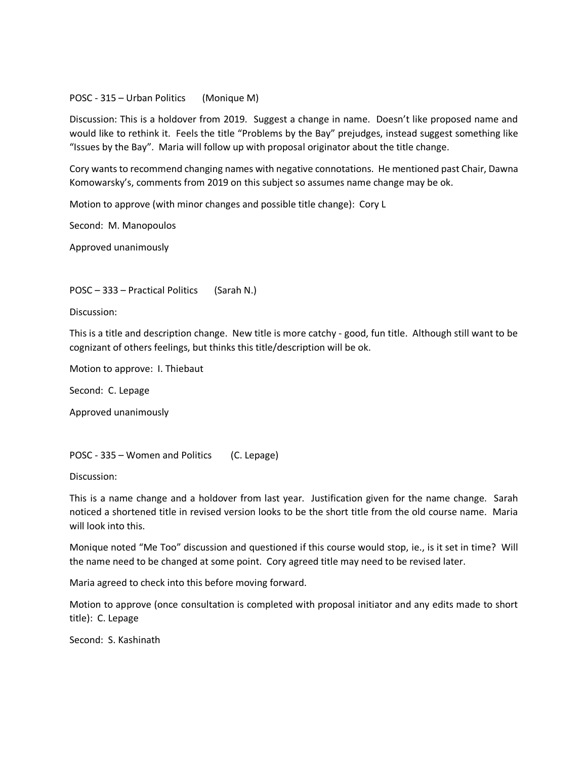POSC - 315 – Urban Politics (Monique M)

Discussion: This is a holdover from 2019. Suggest a change in name. Doesn't like proposed name and would like to rethink it. Feels the title "Problems by the Bay" prejudges, instead suggest something like "Issues by the Bay". Maria will follow up with proposal originator about the title change.

Cory wants to recommend changing names with negative connotations. He mentioned past Chair, Dawna Komowarsky's, comments from 2019 on this subject so assumes name change may be ok.

Motion to approve (with minor changes and possible title change): Cory L

Second: M. Manopoulos

Approved unanimously

POSC – 333 – Practical Politics (Sarah N.)

Discussion:

This is a title and description change. New title is more catchy - good, fun title. Although still want to be cognizant of others feelings, but thinks this title/description will be ok.

Motion to approve: I. Thiebaut

Second: C. Lepage

Approved unanimously

POSC - 335 – Women and Politics (C. Lepage)

Discussion:

This is a name change and a holdover from last year. Justification given for the name change. Sarah noticed a shortened title in revised version looks to be the short title from the old course name. Maria will look into this.

Monique noted "Me Too" discussion and questioned if this course would stop, ie., is it set in time? Will the name need to be changed at some point. Cory agreed title may need to be revised later.

Maria agreed to check into this before moving forward.

Motion to approve (once consultation is completed with proposal initiator and any edits made to short title): C. Lepage

Second: S. Kashinath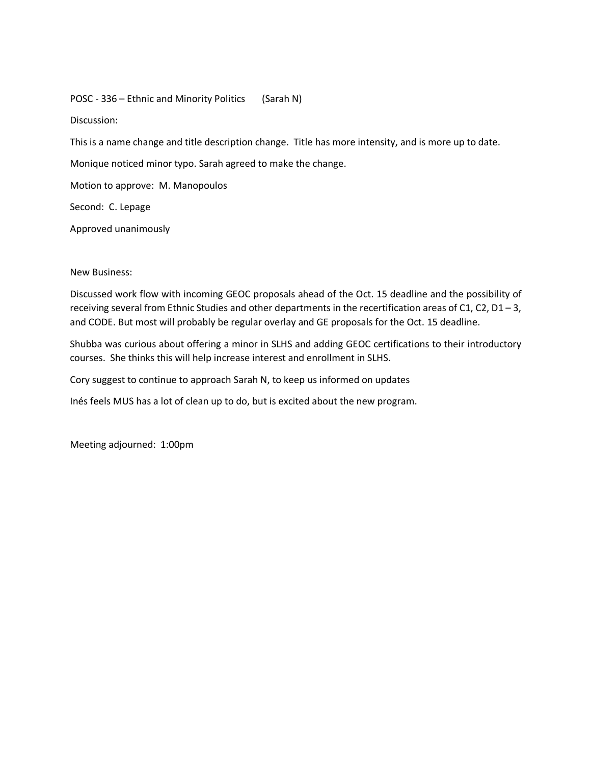POSC - 336 – Ethnic and Minority Politics (Sarah N)

Discussion:

This is a name change and title description change. Title has more intensity, and is more up to date.

Monique noticed minor typo. Sarah agreed to make the change.

Motion to approve: M. Manopoulos

Second: C. Lepage

Approved unanimously

New Business:

Discussed work flow with incoming GEOC proposals ahead of the Oct. 15 deadline and the possibility of receiving several from Ethnic Studies and other departments in the recertification areas of C1, C2, D1 – 3, and CODE. But most will probably be regular overlay and GE proposals for the Oct. 15 deadline.

Shubba was curious about offering a minor in SLHS and adding GEOC certifications to their introductory courses. She thinks this will help increase interest and enrollment in SLHS.

Cory suggest to continue to approach Sarah N, to keep us informed on updates

Inés feels MUS has a lot of clean up to do, but is excited about the new program.

Meeting adjourned: 1:00pm